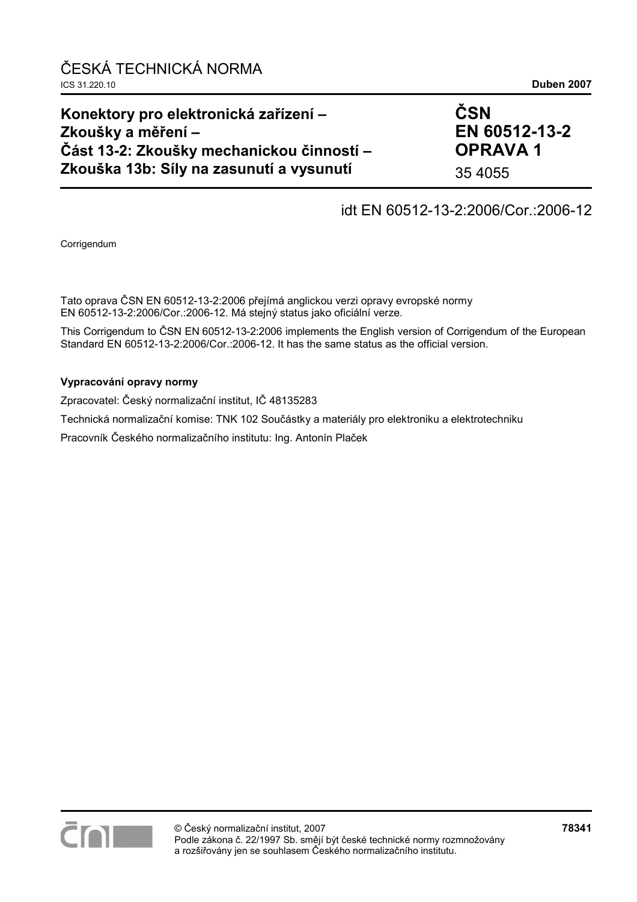ČESKÁ TECHNICKÁ NORMA

ICS 31.220.10 **Duben 2007**

| **Konektory pro elektronická zařízení – Zkoušky a měření – Část 13-2: Zkoušky mechanickou činností – Zkouška 13b: Síly na zasunutí a vysunutí** | **ČSN EN 60512-13-2 OPRAVA 1** 35 4055 |
|---|---|

idt EN 60512-13-2:2006/Cor.:2006-12

Corrigendum

Tato oprava ČSN EN 60512-13-2:2006 přejímá anglickou verzi opravy evropské normy EN 60512-13-2:2006/Cor.:2006-12. Má stejný status jako oficiální verze.

This Corrigendum to ČSN EN 60512-13-2:2006 implements the English version of Corrigendum of the European Standard EN 60512-13-2:2006/Cor.:2006-12. It has the same status as the official version.

**Vypracování opravy normy**

Zpracovatel: Český normalizační institut, IČ 48135283

Technická normalizační komise: TNK 102 Součástky a materiály pro elektroniku a elektrotechniku

Pracovník Českého normalizačního institutu: Ing. Antonín Plaček

© Český normalizační institut, 2007
Podle zákona č. 22/1997 Sb. smějí být české technické normy rozmnožovány a rozšiřovány jen se souhlasem Českého normalizačního institutu.

**78341**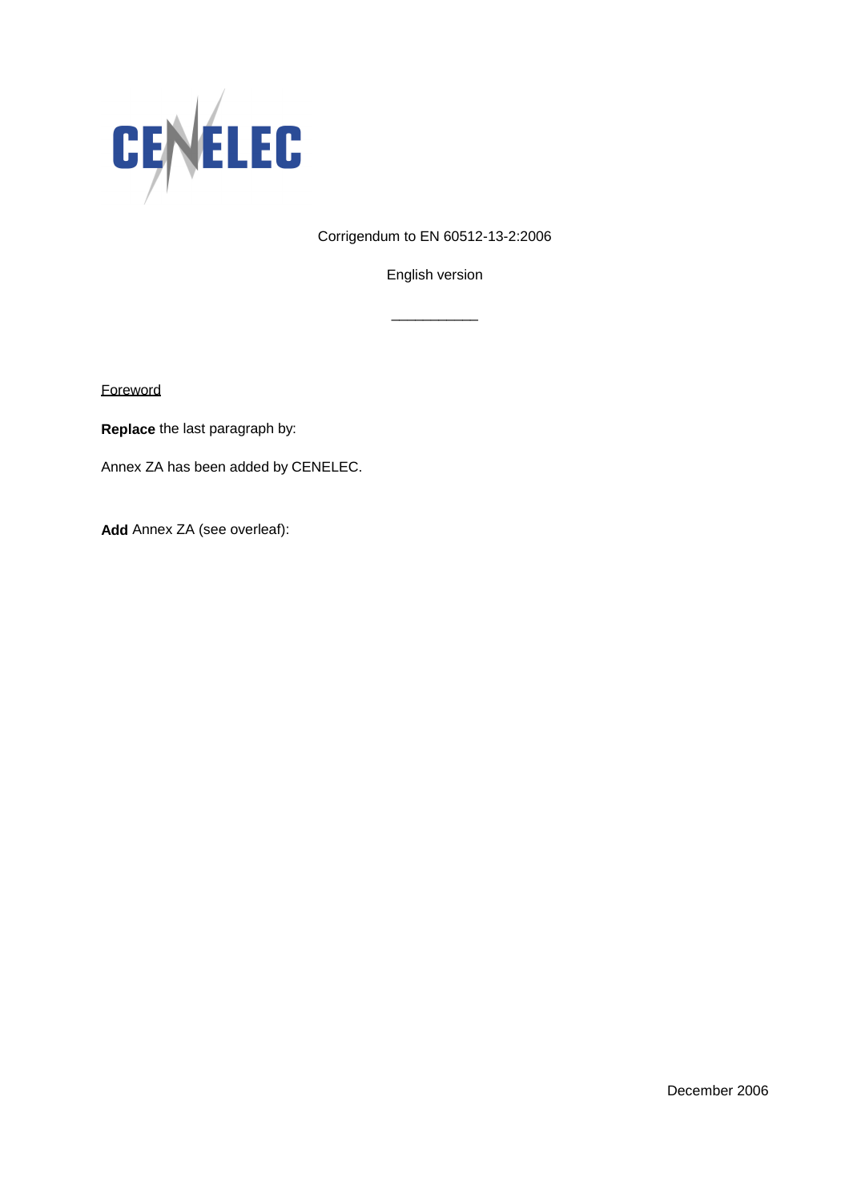CENELEC

Corrigendum to EN 60512-13-2:2006

English version

___________

Foreword

**Replace** the last paragraph by:

Annex ZA has been added by CENELEC.

**Add** Annex ZA (see overleaf):

December 2006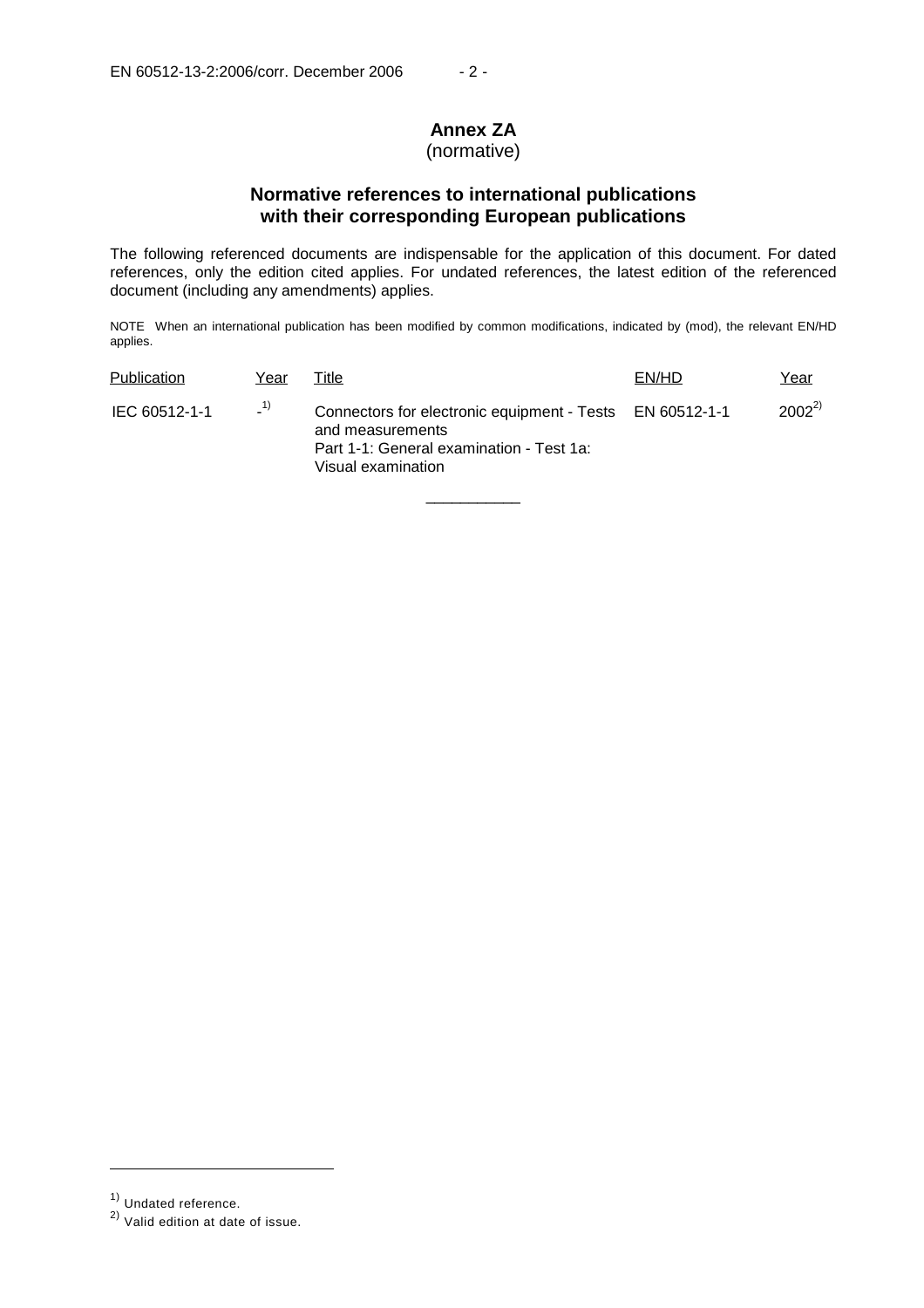# Annex ZA
(normative)

## Normative references to international publications with their corresponding European publications

The following referenced documents are indispensable for the application of this document. For dated references, only the edition cited applies. For undated references, the latest edition of the referenced document (including any amendments) applies.

NOTE When an international publication has been modified by common modifications, indicated by (mod), the relevant EN/HD applies.

| Publication | Year | Title | EN/HD | Year |
|---|---|---|---|---|
| IEC 60512-1-1 | -[1)] | Connectors for electronic equipment - Tests and measurements Part 1-1: General examination - Test 1a: Visual examination | EN 60512-1-1 | 2002[2)] |

---

[1)] Undated reference.

[2)] Valid edition at date of issue.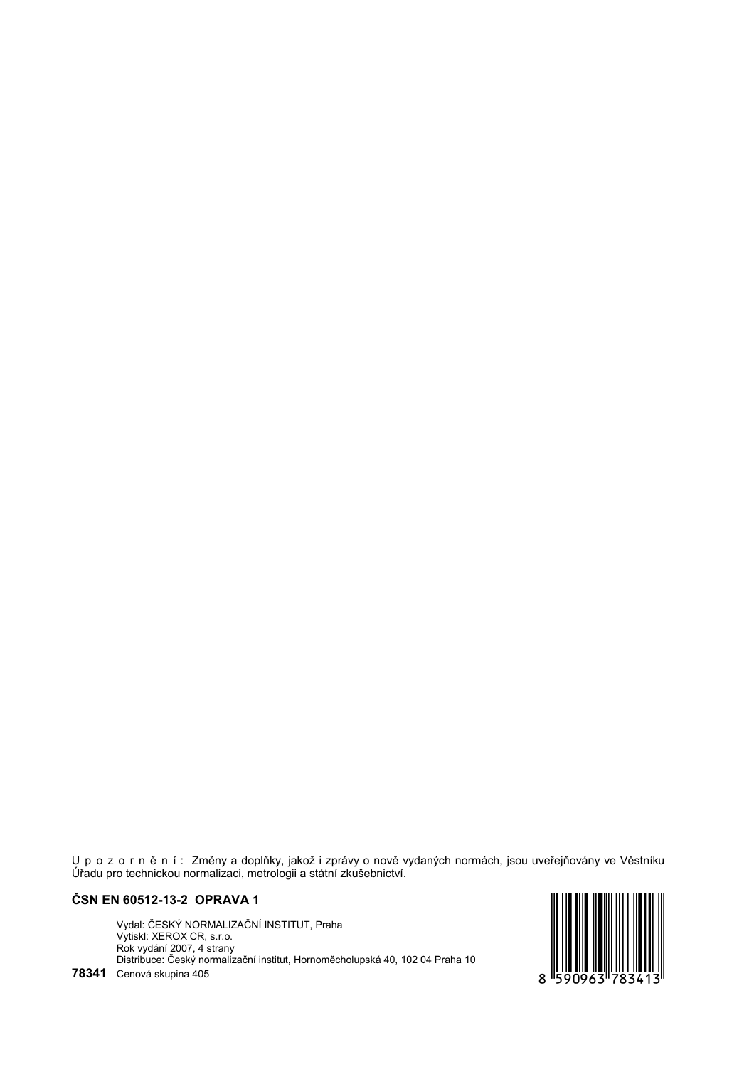U p o z o r n ě n í : Změny a doplňky, jakož i zprávy o nově vydaných normách, jsou uveřejňovány ve Věstníku Úřadu pro technickou normalizaci, metrologii a státní zkušebnictví.

**ČSN EN 60512-13-2 OPRAVA 1**

Vydal: ČESKÝ NORMALIZAČNÍ INSTITUT, Praha
Vytiskl: XEROX CR, s.r.o.
Rok vydání 2007, 4 strany
Distribuce: Český normalizační institut, Hornoměcholupská 40, 102 04 Praha 10

**78341** Cenová skupina 405

8 590963 783413